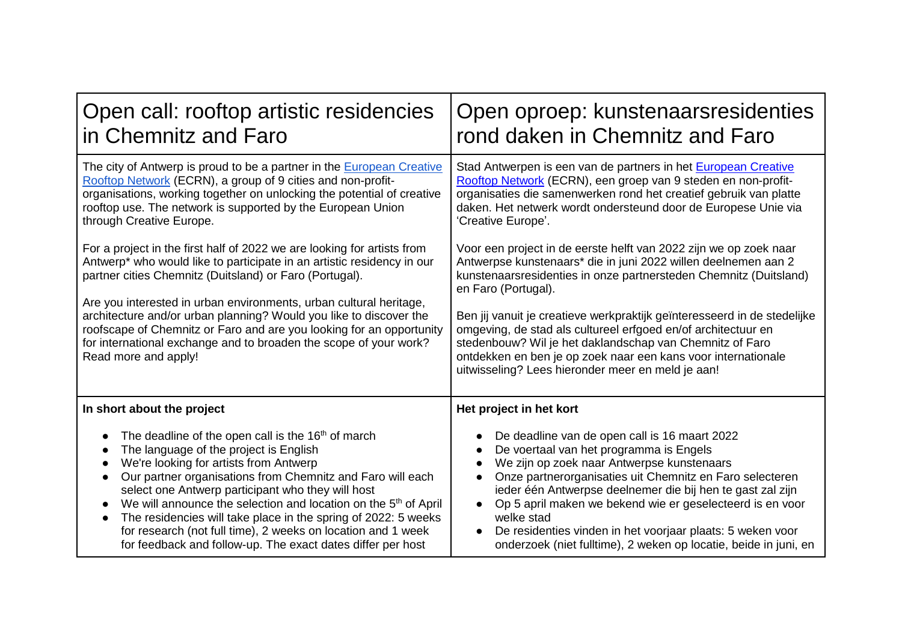| Open call: rooftop artistic residencies in Chemnitz and Faro | Open oproep: kunstenaarsresidenties rond daken in Chemnitz and Faro |
| --- | --- |
| The city of Antwerp is proud to be a partner in the European Creative Rooftop Network (ECRN), a group of 9 cities and non-profit-organisations, working together on unlocking the potential of creative rooftop use. The network is supported by the European Union through Creative Europe.<br><br>For a project in the first half of 2022 we are looking for artists from Antwerp* who would like to participate in an artistic residency in our partner cities Chemnitz (Duitsland) or Faro (Portugal).<br><br>Are you interested in urban environments, urban cultural heritage, architecture and/or urban planning? Would you like to discover the roofscape of Chemnitz or Faro and are you looking for an opportunity for international exchange and to broaden the scope of your work? Read more and apply! | Stad Antwerpen is een van de partners in het European Creative Rooftop Network (ECRN), een groep van 9 steden en non-profit-organisaties die samenwerken rond het creatief gebruik van platte daken. Het netwerk wordt ondersteund door de Europese Unie via 'Creative Europe'.<br><br>Voor een project in de eerste helft van 2022 zijn we op zoek naar Antwerpse kunstenaars* die in juni 2022 willen deelnemen aan 2 kunstenaarsresidenties in onze partnersteden Chemnitz (Duitsland) en Faro (Portugal).<br><br>Ben jij vanuit je creatieve werkpraktijk geïnteresseerd in de stedelijke omgeving, de stad als cultureel erfgoed en/of architectuur en stedenbouw? Wil je het daklandschap van Chemnitz of Faro ontdekken en ben je op zoek naar een kans voor internationale uitwisseling? Lees hieronder meer en meld je aan! |
| **In short about the project**<br><br>• The deadline of the open call is the 16th of march<br>• The language of the project is English<br>• We're looking for artists from Antwerp<br>• Our partner organisations from Chemnitz and Faro will each select one Antwerp participant who they will host<br>• We will announce the selection and location on the 5th of April<br>• The residencies will take place in the spring of 2022: 5 weeks for research (not full time), 2 weeks on location and 1 week for feedback and follow-up. The exact dates differ per host | **Het project in het kort**<br><br>• De deadline van de open call is 16 maart 2022<br>• De voertaal van het programma is Engels<br>• We zijn op zoek naar Antwerpse kunstenaars<br>• Onze partnerorganisaties uit Chemnitz en Faro selecteren ieder één Antwerpse deelnemer die bij hen te gast zal zijn<br>• Op 5 april maken we bekend wie er geselecteerd is en voor welke stad<br>• De residenties vinden in het voorjaar plaats: 5 weken voor onderzoek (niet fulltime), 2 weken op locatie, beide in juni, en |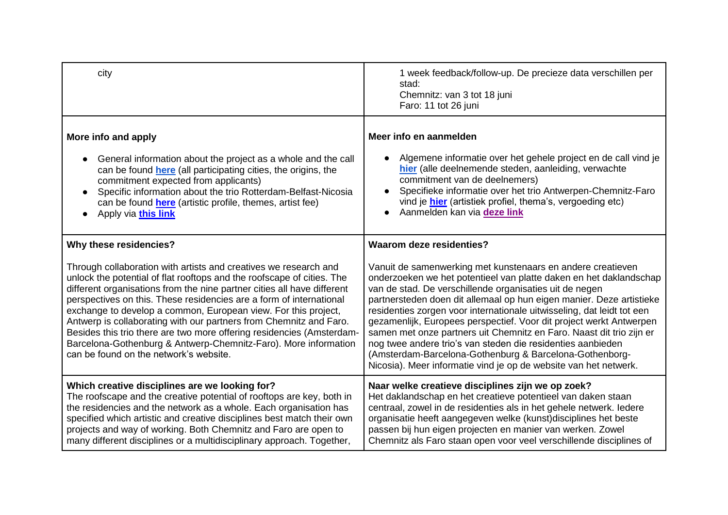| | |
|---|---|
| city | 1 week feedback/follow-up. De precieze data verschillen per stad:<br>Chemnitz: van 3 tot 18 juni<br>Faro: 11 tot 26 juni |
| **More info and apply**<br><br>• General information about the project as a whole and the call can be found **here** (all participating cities, the origins, the commitment expected from applicants)<br>• Specific information about the trio Rotterdam-Belfast-Nicosia can be found **here** (artistic profile, themes, artist fee)<br>• Apply via **this link** | **Meer info en aanmelden**<br><br>• Algemene informatie over het gehele project en de call vind je **hier** (alle deelnemende steden, aanleiding, verwachte commitment van de deelnemers)<br>• Specifieke informatie over het trio Antwerpen-Chemnitz-Faro vind je **hier** (artistiek profiel, thema's, vergoeding etc)<br>• Aanmelden kan via **deze link** |
| **Why these residencies?**<br><br>Through collaboration with artists and creatives we research and unlock the potential of flat rooftops and the roofscape of cities. The different organisations from the nine partner cities all have different perspectives on this. These residencies are a form of international exchange to develop a common, European view. For this project, Antwerp is collaborating with our partners from Chemnitz and Faro. Besides this trio there are two more offering residencies (Amsterdam-Barcelona-Gothenburg & Antwerp-Chemnitz-Faro). More information can be found on the network's website. | **Waarom deze residenties?**<br><br>Vanuit de samenwerking met kunstenaars en andere creatieven onderzoeken we het potentieel van platte daken en het daklandschap van de stad. De verschillende organisaties uit de negen partnersteden doen dit allemaal op hun eigen manier. Deze artistieke residenties zorgen voor internationale uitwisseling, dat leidt tot een gezamenlijk, Europees perspectief. Voor dit project werkt Antwerpen samen met onze partners uit Chemnitz en Faro. Naast dit trio zijn er nog twee andere trio's van steden die residenties aanbieden (Amsterdam-Barcelona-Gothenburg & Barcelona-Gothenborg-Nicosia). Meer informatie vind je op de website van het netwerk. |
| **Which creative disciplines are we looking for?**<br>The roofscape and the creative potential of rooftops are key, both in the residencies and the network as a whole. Each organisation has specified which artistic and creative disciplines best match their own projects and way of working. Both Chemnitz and Faro are open to many different disciplines or a multidisciplinary approach. Together, | **Naar welke creatieve disciplines zijn we op zoek?**<br>Het daklandschap en het creatieve potentieel van daken staan centraal, zowel in de residenties als in het gehele netwerk. Iedere organisatie heeft aangegeven welke (kunst)disciplines het beste passen bij hun eigen projecten en manier van werken. Zowel Chemnitz als Faro staan open voor veel verschillende disciplines of |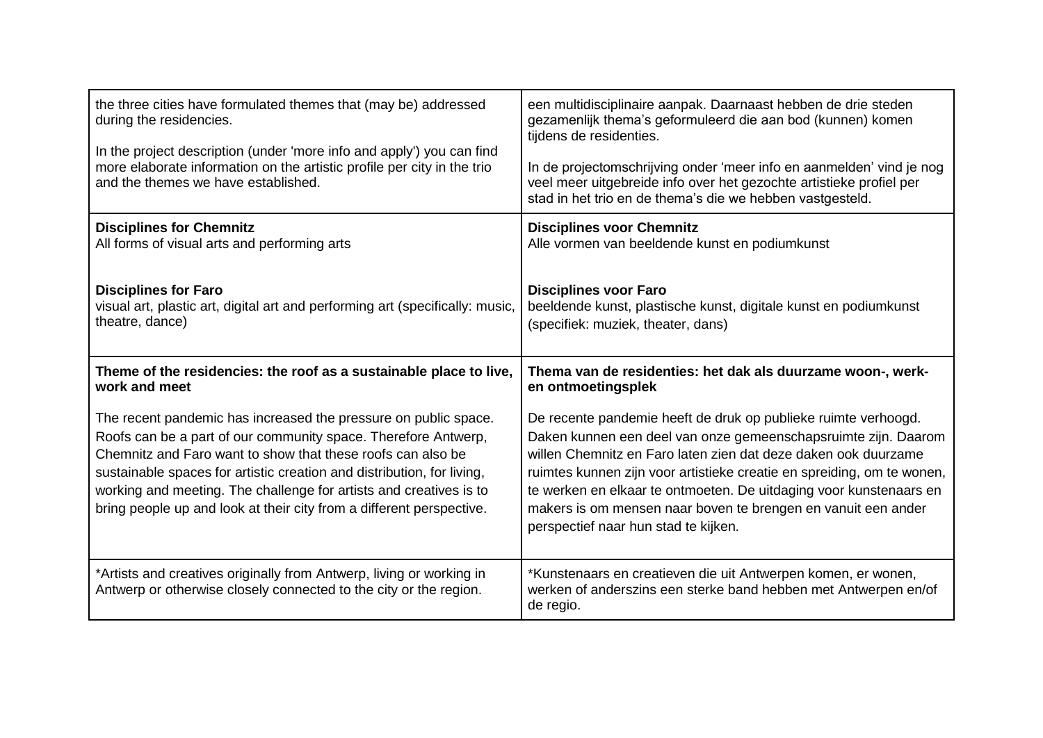| | |
|---|---|
| the three cities have formulated themes that (may be) addressed during the residencies.<br><br>In the project description (under 'more info and apply') you can find more elaborate information on the artistic profile per city in the trio and the themes we have established. | een multidisciplinaire aanpak. Daarnaast hebben de drie steden gezamenlijk thema's geformuleerd die aan bod (kunnen) komen tijdens de residenties.<br><br>In de projectomschrijving onder 'meer info en aanmelden' vind je nog veel meer uitgebreide info over het gezochte artistieke profiel per stad in het trio en de thema's die we hebben vastgesteld. |
| **Disciplines for Chemnitz**<br>All forms of visual arts and performing arts<br><br>**Disciplines for Faro**<br>visual art, plastic art, digital art and performing art (specifically: music, theatre, dance) | **Disciplines voor Chemnitz**<br>Alle vormen van beeldende kunst en podiumkunst<br><br>**Disciplines voor Faro**<br>beeldende kunst, plastische kunst, digitale kunst en podiumkunst (specifiek: muziek, theater, dans) |
| **Theme of the residencies: the roof as a sustainable place to live, work and meet**<br><br>The recent pandemic has increased the pressure on public space. Roofs can be a part of our community space. Therefore Antwerp, Chemnitz and Faro want to show that these roofs can also be sustainable spaces for artistic creation and distribution, for living, working and meeting. The challenge for artists and creatives is to bring people up and look at their city from a different perspective. | **Thema van de residenties: het dak als duurzame woon-, werk- en ontmoetingsplek**<br><br>De recente pandemie heeft de druk op publieke ruimte verhoogd. Daken kunnen een deel van onze gemeenschapsruimte zijn. Daarom willen Chemnitz en Faro laten zien dat deze daken ook duurzame ruimtes kunnen zijn voor artistieke creatie en spreiding, om te wonen, te werken en elkaar te ontmoeten. De uitdaging voor kunstenaars en makers is om mensen naar boven te brengen en vanuit een ander perspectief naar hun stad te kijken. |
| *Artists and creatives originally from Antwerp, living or working in Antwerp or otherwise closely connected to the city or the region. | *Kunstenaars en creatieven die uit Antwerpen komen, er wonen, werken of anderszins een sterke band hebben met Antwerpen en/of de regio. |